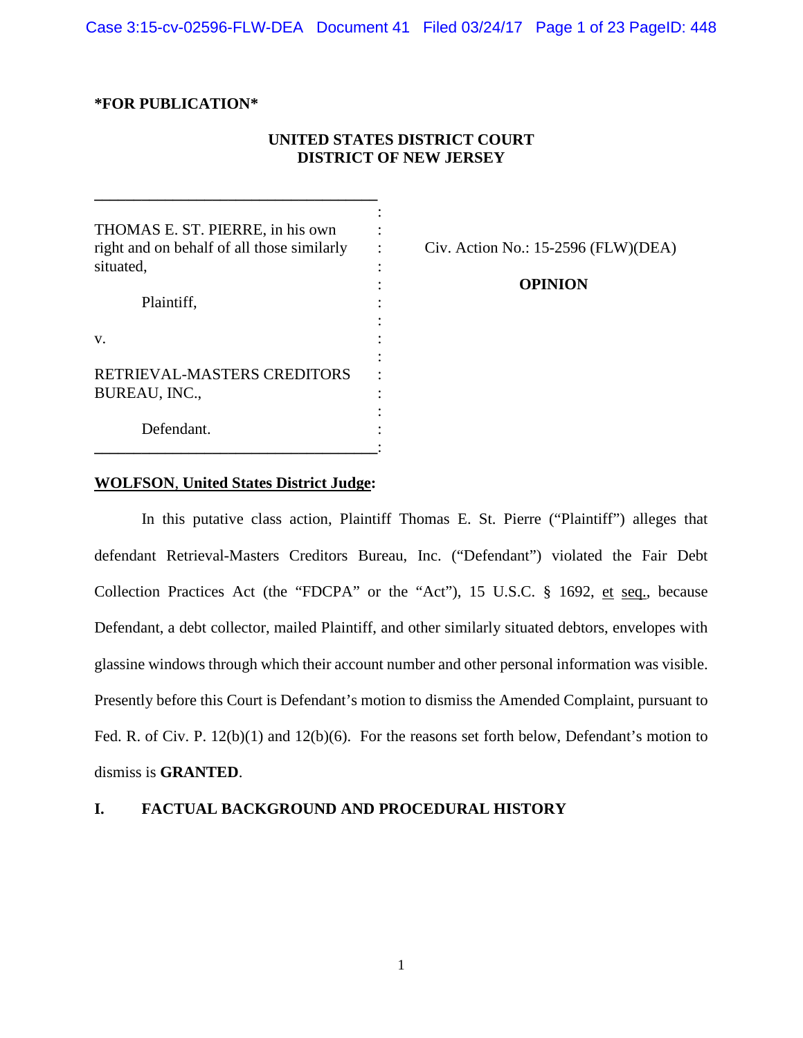***FOR PUBLICATION***

**UNITED STATES DISTRICT COURT**
**DISTRICT OF NEW JERSEY**

THOMAS E. ST. PIERRE, in his own right and on behalf of all those similarly situated,

Plaintiff,

v.

RETRIEVAL-MASTERS CREDITORS BUREAU, INC.,

Defendant.

Civ. Action No.: 15-2596 (FLW)(DEA)

**OPINION**

**WOLFSON, United States District Judge:**

In this putative class action, Plaintiff Thomas E. St. Pierre ("Plaintiff") alleges that defendant Retrieval-Masters Creditors Bureau, Inc. ("Defendant") violated the Fair Debt Collection Practices Act (the "FDCPA" or the "Act"), 15 U.S.C. § 1692, et seq., because Defendant, a debt collector, mailed Plaintiff, and other similarly situated debtors, envelopes with glassine windows through which their account number and other personal information was visible. Presently before this Court is Defendant's motion to dismiss the Amended Complaint, pursuant to Fed. R. of Civ. P. 12(b)(1) and 12(b)(6). For the reasons set forth below, Defendant's motion to dismiss is **GRANTED**.

## I. FACTUAL BACKGROUND AND PROCEDURAL HISTORY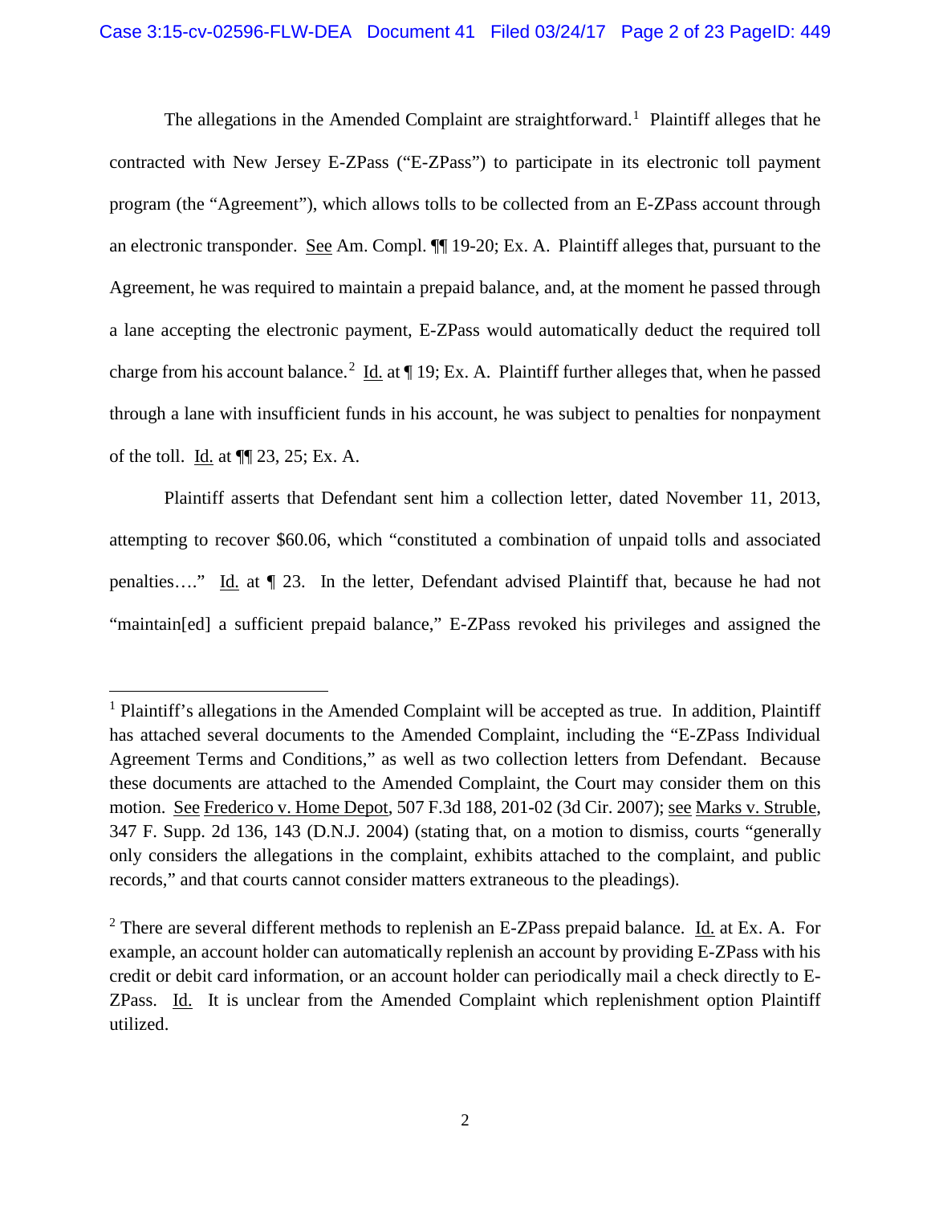The allegations in the Amended Complaint are straightforward.[1] Plaintiff alleges that he contracted with New Jersey E-ZPass ("E-ZPass") to participate in its electronic toll payment program (the "Agreement"), which allows tolls to be collected from an E-ZPass account through an electronic transponder. See Am. Compl. ¶¶ 19-20; Ex. A. Plaintiff alleges that, pursuant to the Agreement, he was required to maintain a prepaid balance, and, at the moment he passed through a lane accepting the electronic payment, E-ZPass would automatically deduct the required toll charge from his account balance.[2] Id. at ¶ 19; Ex. A. Plaintiff further alleges that, when he passed through a lane with insufficient funds in his account, he was subject to penalties for nonpayment of the toll. Id. at ¶¶ 23, 25; Ex. A.

Plaintiff asserts that Defendant sent him a collection letter, dated November 11, 2013, attempting to recover $60.06, which "constituted a combination of unpaid tolls and associated penalties…." Id. at ¶ 23. In the letter, Defendant advised Plaintiff that, because he had not "maintain[ed] a sufficient prepaid balance," E-ZPass revoked his privileges and assigned the

---

[1] Plaintiff's allegations in the Amended Complaint will be accepted as true. In addition, Plaintiff has attached several documents to the Amended Complaint, including the "E-ZPass Individual Agreement Terms and Conditions," as well as two collection letters from Defendant. Because these documents are attached to the Amended Complaint, the Court may consider them on this motion. See Frederico v. Home Depot, 507 F.3d 188, 201-02 (3d Cir. 2007); see Marks v. Struble, 347 F. Supp. 2d 136, 143 (D.N.J. 2004) (stating that, on a motion to dismiss, courts "generally only considers the allegations in the complaint, exhibits attached to the complaint, and public records," and that courts cannot consider matters extraneous to the pleadings).

[2] There are several different methods to replenish an E-ZPass prepaid balance. Id. at Ex. A. For example, an account holder can automatically replenish an account by providing E-ZPass with his credit or debit card information, or an account holder can periodically mail a check directly to E-ZPass. Id. It is unclear from the Amended Complaint which replenishment option Plaintiff utilized.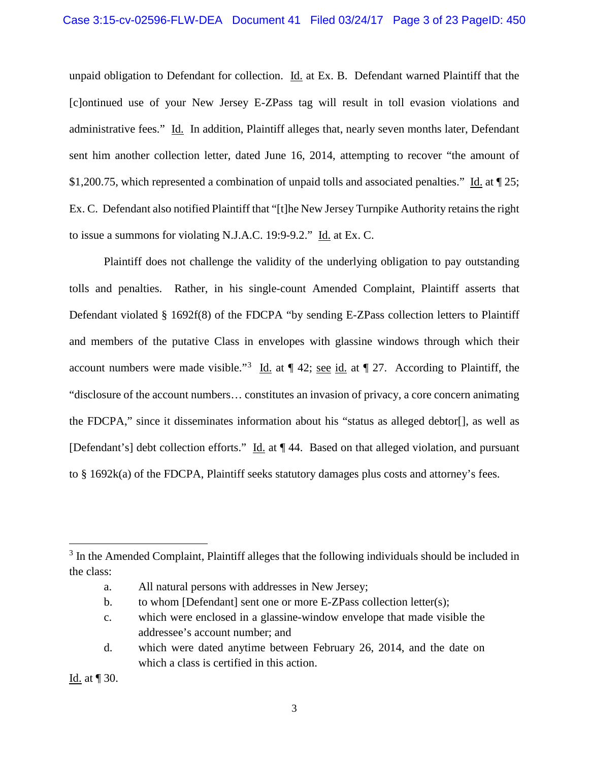unpaid obligation to Defendant for collection. Id. at Ex. B. Defendant warned Plaintiff that the [c]ontinued use of your New Jersey E-ZPass tag will result in toll evasion violations and administrative fees." Id. In addition, Plaintiff alleges that, nearly seven months later, Defendant sent him another collection letter, dated June 16, 2014, attempting to recover "the amount of $1,200.75, which represented a combination of unpaid tolls and associated penalties." Id. at ¶ 25; Ex. C. Defendant also notified Plaintiff that "[t]he New Jersey Turnpike Authority retains the right to issue a summons for violating N.J.A.C. 19:9-9.2." Id. at Ex. C.

Plaintiff does not challenge the validity of the underlying obligation to pay outstanding tolls and penalties. Rather, in his single-count Amended Complaint, Plaintiff asserts that Defendant violated § 1692f(8) of the FDCPA "by sending E-ZPass collection letters to Plaintiff and members of the putative Class in envelopes with glassine windows through which their account numbers were made visible."[3] Id. at ¶ 42; see id. at ¶ 27. According to Plaintiff, the "disclosure of the account numbers… constitutes an invasion of privacy, a core concern animating the FDCPA," since it disseminates information about his "status as alleged debtor[], as well as [Defendant's] debt collection efforts." Id. at ¶ 44. Based on that alleged violation, and pursuant to § 1692k(a) of the FDCPA, Plaintiff seeks statutory damages plus costs and attorney's fees.

---

[3] In the Amended Complaint, Plaintiff alleges that the following individuals should be included in the class:

a. All natural persons with addresses in New Jersey;

b. to whom [Defendant] sent one or more E-ZPass collection letter(s);

c. which were enclosed in a glassine-window envelope that made visible the addressee's account number; and

d. which were dated anytime between February 26, 2014, and the date on which a class is certified in this action.

Id. at ¶ 30.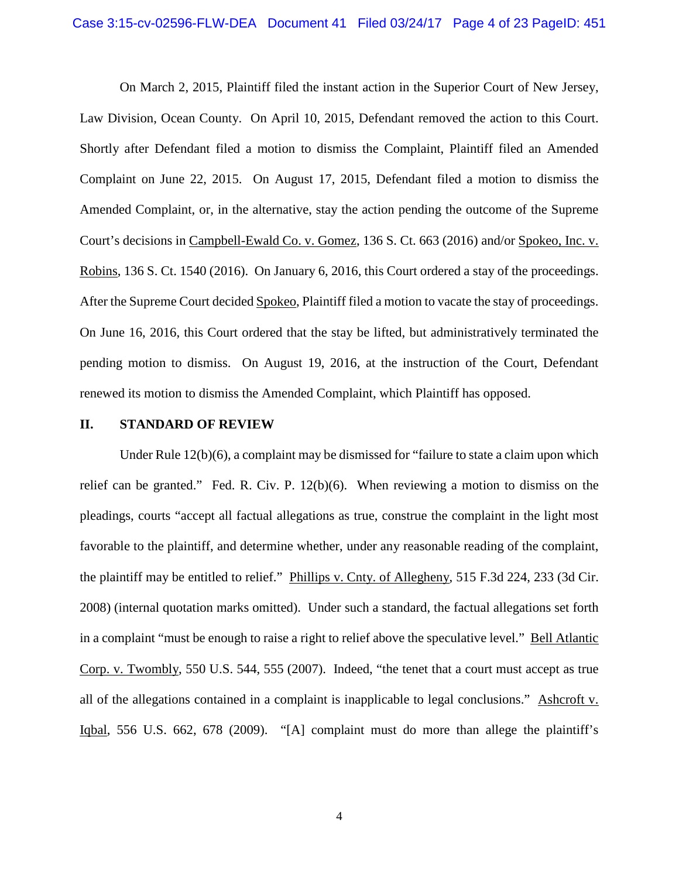On March 2, 2015, Plaintiff filed the instant action in the Superior Court of New Jersey, Law Division, Ocean County. On April 10, 2015, Defendant removed the action to this Court. Shortly after Defendant filed a motion to dismiss the Complaint, Plaintiff filed an Amended Complaint on June 22, 2015. On August 17, 2015, Defendant filed a motion to dismiss the Amended Complaint, or, in the alternative, stay the action pending the outcome of the Supreme Court's decisions in Campbell-Ewald Co. v. Gomez, 136 S. Ct. 663 (2016) and/or Spokeo, Inc. v. Robins, 136 S. Ct. 1540 (2016). On January 6, 2016, this Court ordered a stay of the proceedings. After the Supreme Court decided Spokeo, Plaintiff filed a motion to vacate the stay of proceedings. On June 16, 2016, this Court ordered that the stay be lifted, but administratively terminated the pending motion to dismiss. On August 19, 2016, at the instruction of the Court, Defendant renewed its motion to dismiss the Amended Complaint, which Plaintiff has opposed.

## II. STANDARD OF REVIEW

Under Rule 12(b)(6), a complaint may be dismissed for "failure to state a claim upon which relief can be granted." Fed. R. Civ. P. 12(b)(6). When reviewing a motion to dismiss on the pleadings, courts "accept all factual allegations as true, construe the complaint in the light most favorable to the plaintiff, and determine whether, under any reasonable reading of the complaint, the plaintiff may be entitled to relief." Phillips v. Cnty. of Allegheny, 515 F.3d 224, 233 (3d Cir. 2008) (internal quotation marks omitted). Under such a standard, the factual allegations set forth in a complaint "must be enough to raise a right to relief above the speculative level." Bell Atlantic Corp. v. Twombly, 550 U.S. 544, 555 (2007). Indeed, "the tenet that a court must accept as true all of the allegations contained in a complaint is inapplicable to legal conclusions." Ashcroft v. Iqbal, 556 U.S. 662, 678 (2009). "[A] complaint must do more than allege the plaintiff's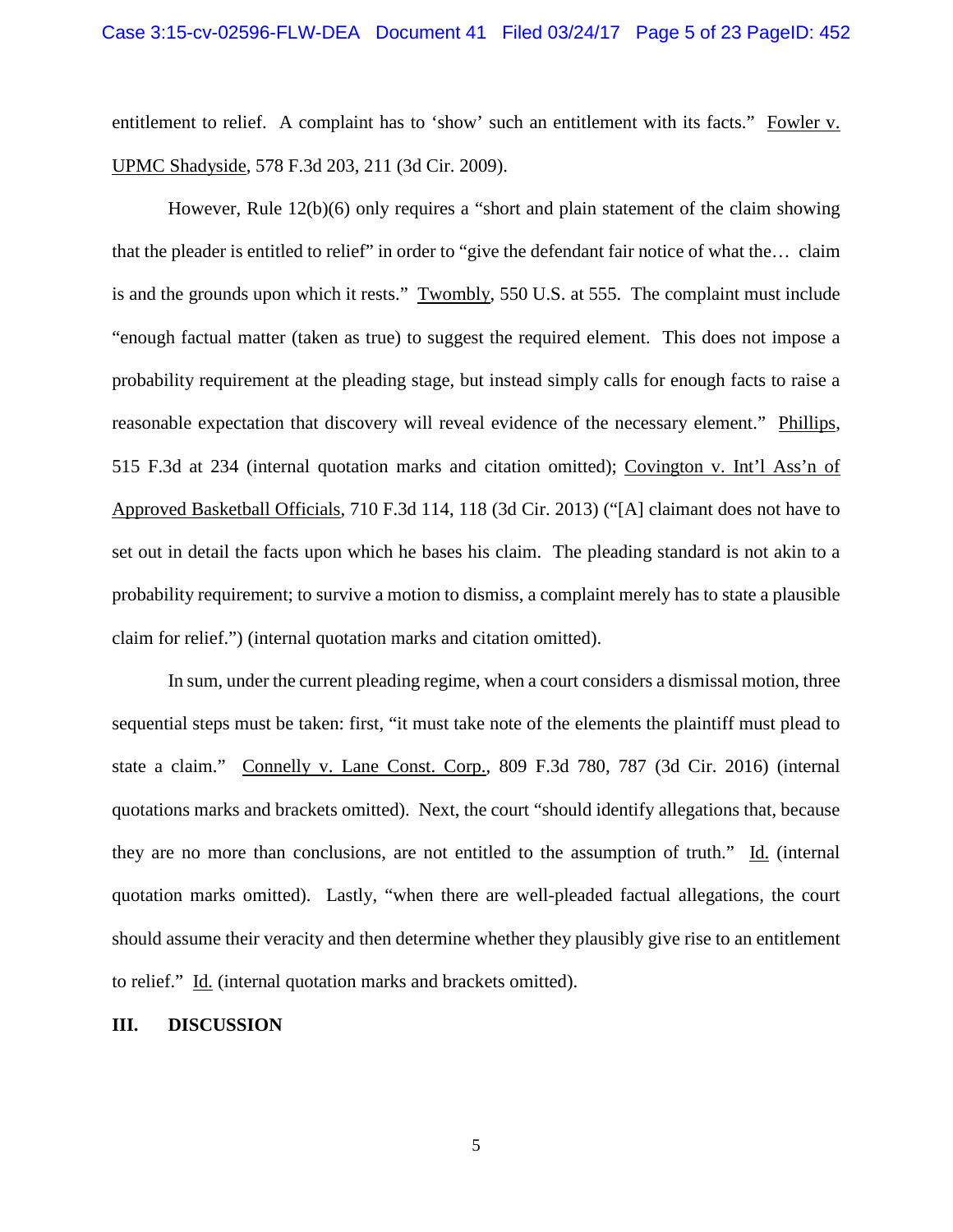entitlement to relief. A complaint has to 'show' such an entitlement with its facts." Fowler v. UPMC Shadyside, 578 F.3d 203, 211 (3d Cir. 2009).

However, Rule 12(b)(6) only requires a "short and plain statement of the claim showing that the pleader is entitled to relief" in order to "give the defendant fair notice of what the… claim is and the grounds upon which it rests." Twombly, 550 U.S. at 555. The complaint must include "enough factual matter (taken as true) to suggest the required element. This does not impose a probability requirement at the pleading stage, but instead simply calls for enough facts to raise a reasonable expectation that discovery will reveal evidence of the necessary element." Phillips, 515 F.3d at 234 (internal quotation marks and citation omitted); Covington v. Int'l Ass'n of Approved Basketball Officials, 710 F.3d 114, 118 (3d Cir. 2013) ("[A] claimant does not have to set out in detail the facts upon which he bases his claim. The pleading standard is not akin to a probability requirement; to survive a motion to dismiss, a complaint merely has to state a plausible claim for relief.") (internal quotation marks and citation omitted).

In sum, under the current pleading regime, when a court considers a dismissal motion, three sequential steps must be taken: first, "it must take note of the elements the plaintiff must plead to state a claim." Connelly v. Lane Const. Corp., 809 F.3d 780, 787 (3d Cir. 2016) (internal quotations marks and brackets omitted). Next, the court "should identify allegations that, because they are no more than conclusions, are not entitled to the assumption of truth." Id. (internal quotation marks omitted). Lastly, "when there are well-pleaded factual allegations, the court should assume their veracity and then determine whether they plausibly give rise to an entitlement to relief." Id. (internal quotation marks and brackets omitted).

## III. DISCUSSION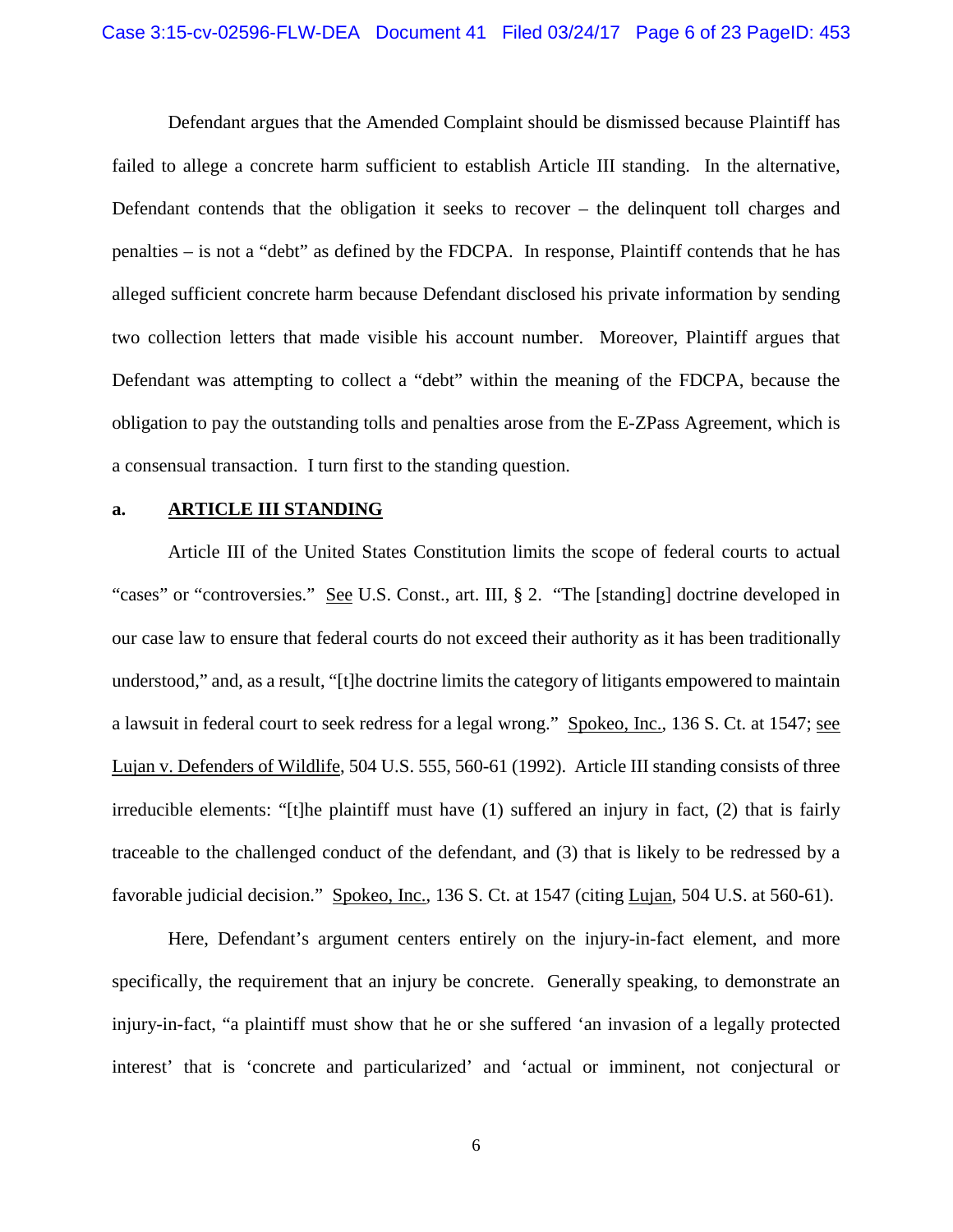Defendant argues that the Amended Complaint should be dismissed because Plaintiff has failed to allege a concrete harm sufficient to establish Article III standing. In the alternative, Defendant contends that the obligation it seeks to recover – the delinquent toll charges and penalties – is not a "debt" as defined by the FDCPA. In response, Plaintiff contends that he has alleged sufficient concrete harm because Defendant disclosed his private information by sending two collection letters that made visible his account number. Moreover, Plaintiff argues that Defendant was attempting to collect a "debt" within the meaning of the FDCPA, because the obligation to pay the outstanding tolls and penalties arose from the E-ZPass Agreement, which is a consensual transaction. I turn first to the standing question.

**a. ARTICLE III STANDING**

Article III of the United States Constitution limits the scope of federal courts to actual "cases" or "controversies." See U.S. Const., art. III, § 2. "The [standing] doctrine developed in our case law to ensure that federal courts do not exceed their authority as it has been traditionally understood," and, as a result, "[t]he doctrine limits the category of litigants empowered to maintain a lawsuit in federal court to seek redress for a legal wrong." Spokeo, Inc., 136 S. Ct. at 1547; see Lujan v. Defenders of Wildlife, 504 U.S. 555, 560-61 (1992). Article III standing consists of three irreducible elements: "[t]he plaintiff must have (1) suffered an injury in fact, (2) that is fairly traceable to the challenged conduct of the defendant, and (3) that is likely to be redressed by a favorable judicial decision." Spokeo, Inc., 136 S. Ct. at 1547 (citing Lujan, 504 U.S. at 560-61).

Here, Defendant's argument centers entirely on the injury-in-fact element, and more specifically, the requirement that an injury be concrete. Generally speaking, to demonstrate an injury-in-fact, "a plaintiff must show that he or she suffered 'an invasion of a legally protected interest' that is 'concrete and particularized' and 'actual or imminent, not conjectural or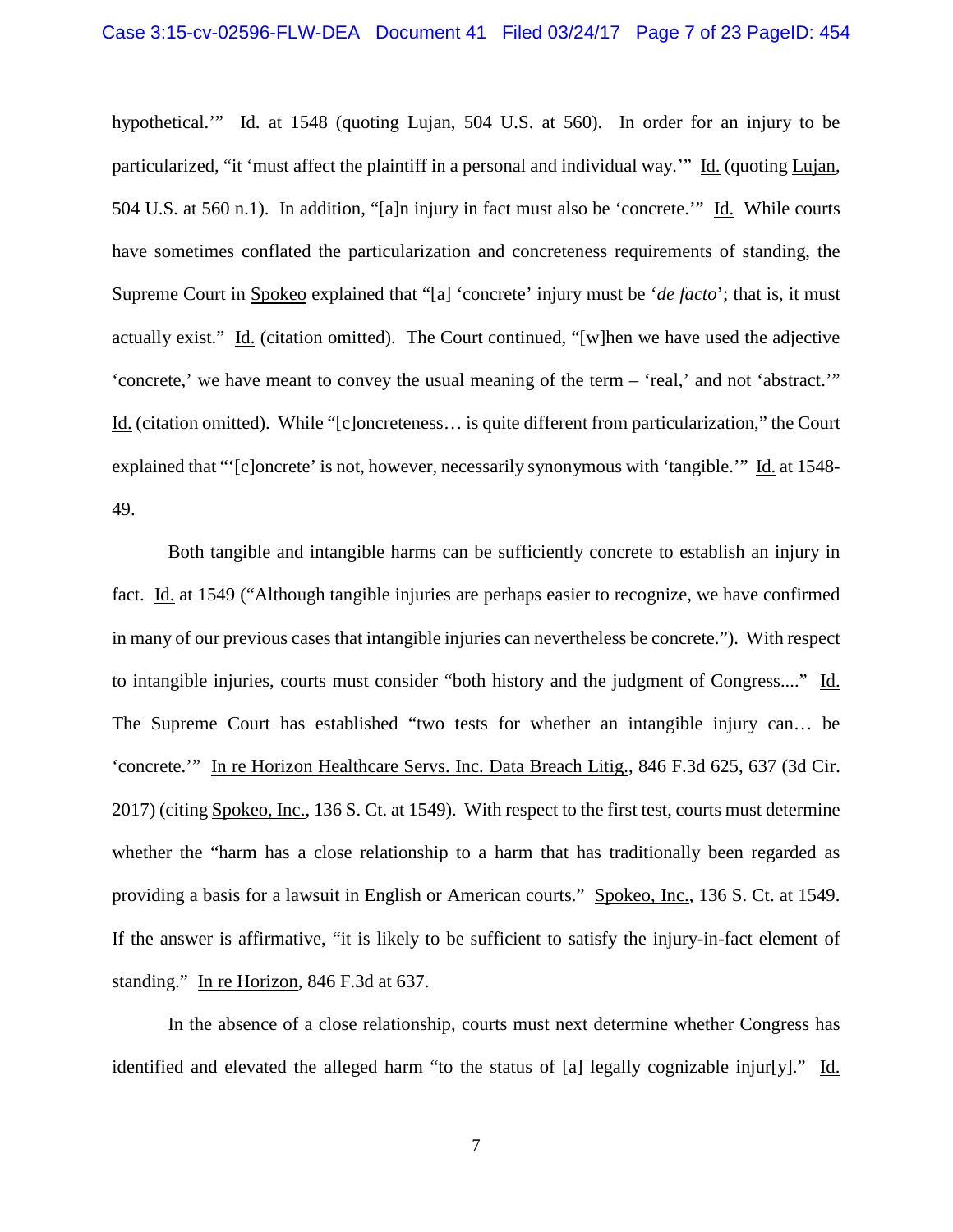hypothetical.'" Id. at 1548 (quoting Lujan, 504 U.S. at 560). In order for an injury to be particularized, "it 'must affect the plaintiff in a personal and individual way.'" Id. (quoting Lujan, 504 U.S. at 560 n.1). In addition, "[a]n injury in fact must also be 'concrete.'" Id. While courts have sometimes conflated the particularization and concreteness requirements of standing, the Supreme Court in Spokeo explained that "[a] 'concrete' injury must be '*de facto*'; that is, it must actually exist." Id. (citation omitted). The Court continued, "[w]hen we have used the adjective 'concrete,' we have meant to convey the usual meaning of the term – 'real,' and not 'abstract.'" Id. (citation omitted). While "[c]oncreteness… is quite different from particularization," the Court explained that "'[c]oncrete' is not, however, necessarily synonymous with 'tangible.'" Id. at 1548-49.

Both tangible and intangible harms can be sufficiently concrete to establish an injury in fact. Id. at 1549 ("Although tangible injuries are perhaps easier to recognize, we have confirmed in many of our previous cases that intangible injuries can nevertheless be concrete."). With respect to intangible injuries, courts must consider "both history and the judgment of Congress...." Id. The Supreme Court has established "two tests for whether an intangible injury can… be 'concrete.'" In re Horizon Healthcare Servs. Inc. Data Breach Litig., 846 F.3d 625, 637 (3d Cir. 2017) (citing Spokeo, Inc., 136 S. Ct. at 1549). With respect to the first test, courts must determine whether the "harm has a close relationship to a harm that has traditionally been regarded as providing a basis for a lawsuit in English or American courts." Spokeo, Inc., 136 S. Ct. at 1549. If the answer is affirmative, "it is likely to be sufficient to satisfy the injury-in-fact element of standing." In re Horizon, 846 F.3d at 637.

In the absence of a close relationship, courts must next determine whether Congress has identified and elevated the alleged harm "to the status of [a] legally cognizable injur[y]." Id.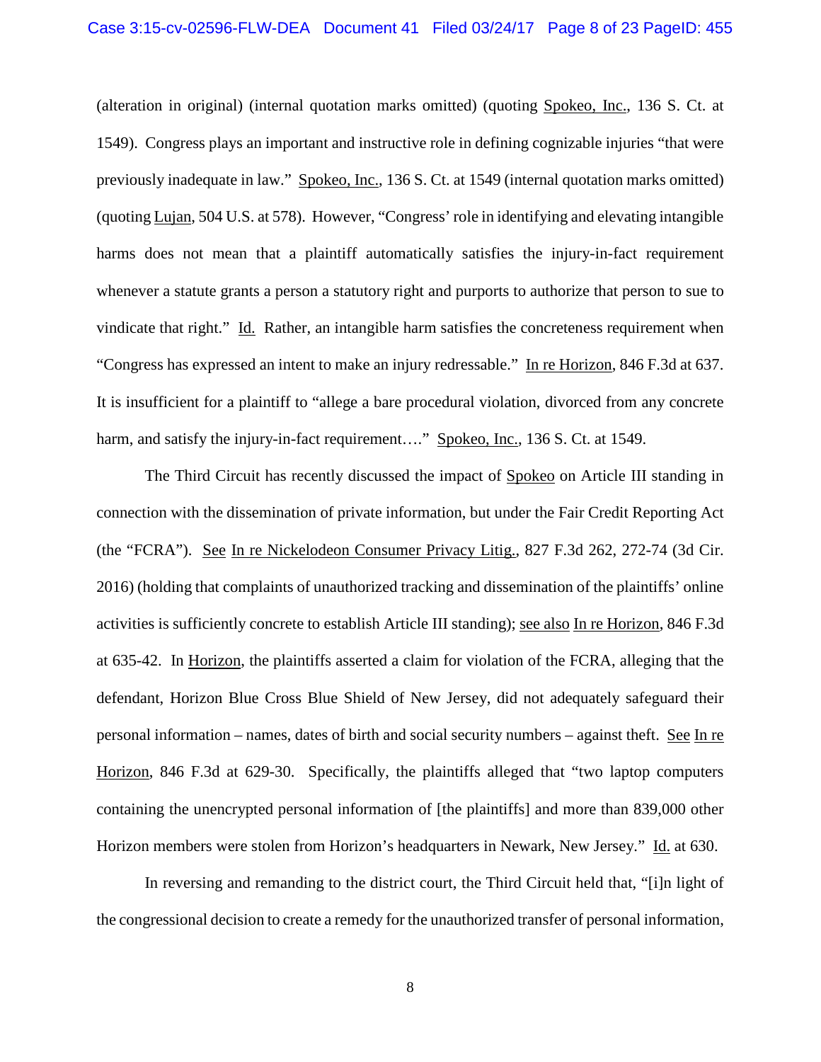(alteration in original) (internal quotation marks omitted) (quoting Spokeo, Inc., 136 S. Ct. at 1549). Congress plays an important and instructive role in defining cognizable injuries "that were previously inadequate in law." Spokeo, Inc., 136 S. Ct. at 1549 (internal quotation marks omitted) (quoting Lujan, 504 U.S. at 578). However, "Congress' role in identifying and elevating intangible harms does not mean that a plaintiff automatically satisfies the injury-in-fact requirement whenever a statute grants a person a statutory right and purports to authorize that person to sue to vindicate that right." Id. Rather, an intangible harm satisfies the concreteness requirement when "Congress has expressed an intent to make an injury redressable." In re Horizon, 846 F.3d at 637. It is insufficient for a plaintiff to "allege a bare procedural violation, divorced from any concrete harm, and satisfy the injury-in-fact requirement…." Spokeo, Inc., 136 S. Ct. at 1549.

The Third Circuit has recently discussed the impact of Spokeo on Article III standing in connection with the dissemination of private information, but under the Fair Credit Reporting Act (the "FCRA"). See In re Nickelodeon Consumer Privacy Litig., 827 F.3d 262, 272-74 (3d Cir. 2016) (holding that complaints of unauthorized tracking and dissemination of the plaintiffs' online activities is sufficiently concrete to establish Article III standing); see also In re Horizon, 846 F.3d at 635-42. In Horizon, the plaintiffs asserted a claim for violation of the FCRA, alleging that the defendant, Horizon Blue Cross Blue Shield of New Jersey, did not adequately safeguard their personal information – names, dates of birth and social security numbers – against theft. See In re Horizon, 846 F.3d at 629-30. Specifically, the plaintiffs alleged that "two laptop computers containing the unencrypted personal information of [the plaintiffs] and more than 839,000 other Horizon members were stolen from Horizon's headquarters in Newark, New Jersey." Id. at 630.

In reversing and remanding to the district court, the Third Circuit held that, "[i]n light of the congressional decision to create a remedy for the unauthorized transfer of personal information,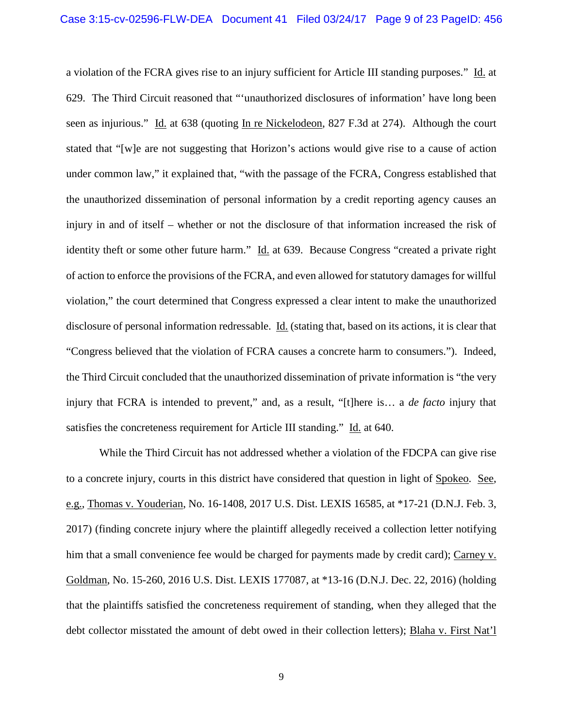a violation of the FCRA gives rise to an injury sufficient for Article III standing purposes." Id. at 629. The Third Circuit reasoned that "'unauthorized disclosures of information' have long been seen as injurious." Id. at 638 (quoting In re Nickelodeon, 827 F.3d at 274). Although the court stated that "[w]e are not suggesting that Horizon's actions would give rise to a cause of action under common law," it explained that, "with the passage of the FCRA, Congress established that the unauthorized dissemination of personal information by a credit reporting agency causes an injury in and of itself – whether or not the disclosure of that information increased the risk of identity theft or some other future harm." Id. at 639. Because Congress "created a private right of action to enforce the provisions of the FCRA, and even allowed for statutory damages for willful violation," the court determined that Congress expressed a clear intent to make the unauthorized disclosure of personal information redressable. Id. (stating that, based on its actions, it is clear that "Congress believed that the violation of FCRA causes a concrete harm to consumers."). Indeed, the Third Circuit concluded that the unauthorized dissemination of private information is "the very injury that FCRA is intended to prevent," and, as a result, "[t]here is… a *de facto* injury that satisfies the concreteness requirement for Article III standing." Id. at 640.

While the Third Circuit has not addressed whether a violation of the FDCPA can give rise to a concrete injury, courts in this district have considered that question in light of Spokeo. See, e.g., Thomas v. Youderian, No. 16-1408, 2017 U.S. Dist. LEXIS 16585, at *17-21 (D.N.J. Feb. 3, 2017) (finding concrete injury where the plaintiff allegedly received a collection letter notifying him that a small convenience fee would be charged for payments made by credit card); Carney v. Goldman, No. 15-260, 2016 U.S. Dist. LEXIS 177087, at *13-16 (D.N.J. Dec. 22, 2016) (holding that the plaintiffs satisfied the concreteness requirement of standing, when they alleged that the debt collector misstated the amount of debt owed in their collection letters); Blaha v. First Nat'l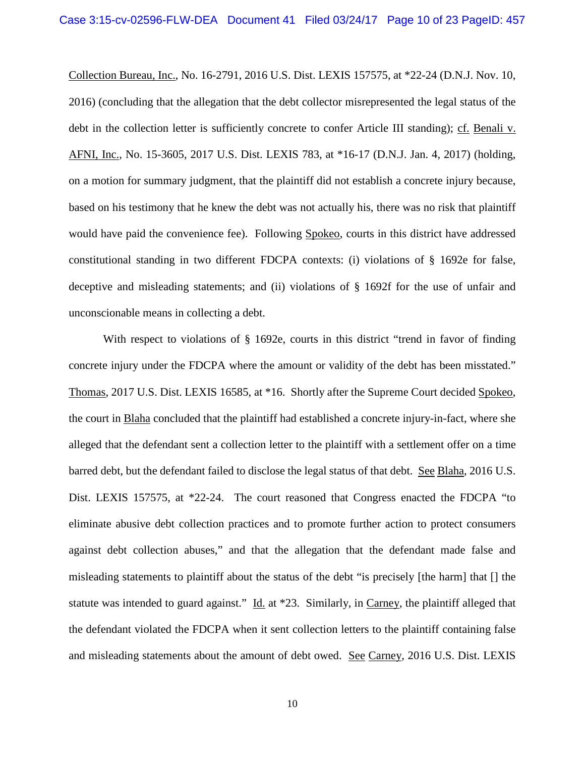Collection Bureau, Inc., No. 16-2791, 2016 U.S. Dist. LEXIS 157575, at *22-24 (D.N.J. Nov. 10, 2016) (concluding that the allegation that the debt collector misrepresented the legal status of the debt in the collection letter is sufficiently concrete to confer Article III standing); cf. Benali v. AFNI, Inc., No. 15-3605, 2017 U.S. Dist. LEXIS 783, at *16-17 (D.N.J. Jan. 4, 2017) (holding, on a motion for summary judgment, that the plaintiff did not establish a concrete injury because, based on his testimony that he knew the debt was not actually his, there was no risk that plaintiff would have paid the convenience fee). Following Spokeo, courts in this district have addressed constitutional standing in two different FDCPA contexts: (i) violations of § 1692e for false, deceptive and misleading statements; and (ii) violations of § 1692f for the use of unfair and unconscionable means in collecting a debt.

With respect to violations of § 1692e, courts in this district "trend in favor of finding concrete injury under the FDCPA where the amount or validity of the debt has been misstated." Thomas, 2017 U.S. Dist. LEXIS 16585, at *16. Shortly after the Supreme Court decided Spokeo, the court in Blaha concluded that the plaintiff had established a concrete injury-in-fact, where she alleged that the defendant sent a collection letter to the plaintiff with a settlement offer on a time barred debt, but the defendant failed to disclose the legal status of that debt. See Blaha, 2016 U.S. Dist. LEXIS 157575, at *22-24. The court reasoned that Congress enacted the FDCPA "to eliminate abusive debt collection practices and to promote further action to protect consumers against debt collection abuses," and that the allegation that the defendant made false and misleading statements to plaintiff about the status of the debt "is precisely [the harm] that [] the statute was intended to guard against." Id. at *23. Similarly, in Carney, the plaintiff alleged that the defendant violated the FDCPA when it sent collection letters to the plaintiff containing false and misleading statements about the amount of debt owed. See Carney, 2016 U.S. Dist. LEXIS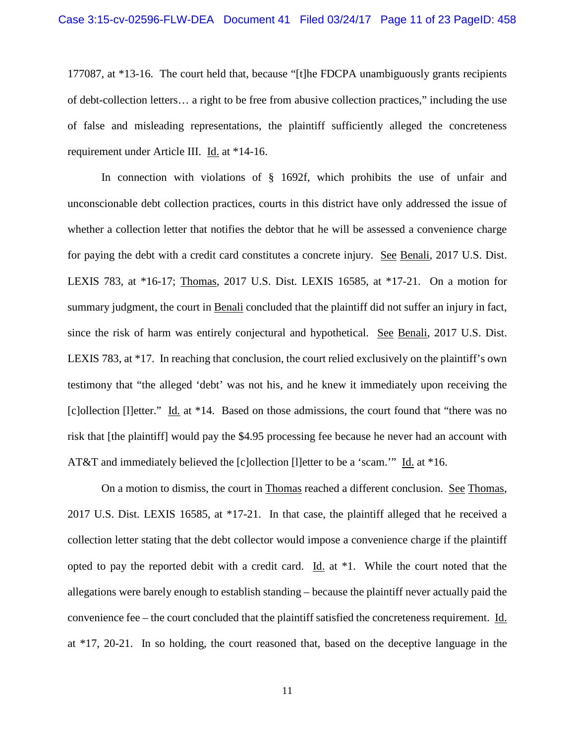177087, at *13-16. The court held that, because "[t]he FDCPA unambiguously grants recipients of debt-collection letters… a right to be free from abusive collection practices," including the use of false and misleading representations, the plaintiff sufficiently alleged the concreteness requirement under Article III. Id. at *14-16.

In connection with violations of § 1692f, which prohibits the use of unfair and unconscionable debt collection practices, courts in this district have only addressed the issue of whether a collection letter that notifies the debtor that he will be assessed a convenience charge for paying the debt with a credit card constitutes a concrete injury. See Benali, 2017 U.S. Dist. LEXIS 783, at *16-17; Thomas, 2017 U.S. Dist. LEXIS 16585, at *17-21. On a motion for summary judgment, the court in Benali concluded that the plaintiff did not suffer an injury in fact, since the risk of harm was entirely conjectural and hypothetical. See Benali, 2017 U.S. Dist. LEXIS 783, at *17. In reaching that conclusion, the court relied exclusively on the plaintiff's own testimony that "the alleged 'debt' was not his, and he knew it immediately upon receiving the [c]ollection [l]etter." Id. at *14. Based on those admissions, the court found that "there was no risk that [the plaintiff] would pay the $4.95 processing fee because he never had an account with AT&T and immediately believed the [c]ollection [l]etter to be a 'scam.'" Id. at *16.

On a motion to dismiss, the court in Thomas reached a different conclusion. See Thomas, 2017 U.S. Dist. LEXIS 16585, at *17-21. In that case, the plaintiff alleged that he received a collection letter stating that the debt collector would impose a convenience charge if the plaintiff opted to pay the reported debit with a credit card. Id. at *1. While the court noted that the allegations were barely enough to establish standing – because the plaintiff never actually paid the convenience fee – the court concluded that the plaintiff satisfied the concreteness requirement. Id. at *17, 20-21. In so holding, the court reasoned that, based on the deceptive language in the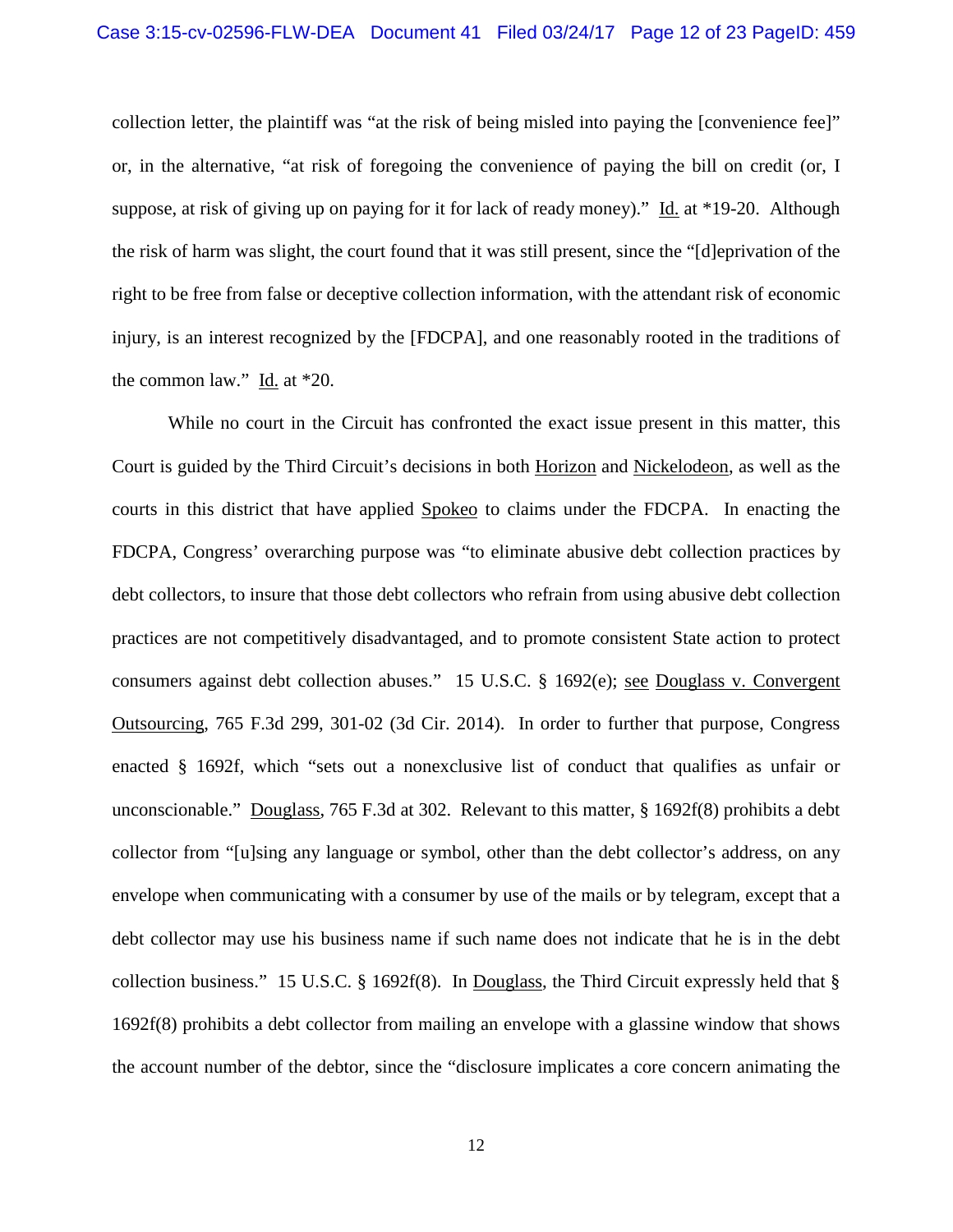collection letter, the plaintiff was "at the risk of being misled into paying the [convenience fee]" or, in the alternative, "at risk of foregoing the convenience of paying the bill on credit (or, I suppose, at risk of giving up on paying for it for lack of ready money)." Id. at *19-20. Although the risk of harm was slight, the court found that it was still present, since the "[d]eprivation of the right to be free from false or deceptive collection information, with the attendant risk of economic injury, is an interest recognized by the [FDCPA], and one reasonably rooted in the traditions of the common law." Id. at *20.

While no court in the Circuit has confronted the exact issue present in this matter, this Court is guided by the Third Circuit's decisions in both Horizon and Nickelodeon, as well as the courts in this district that have applied Spokeo to claims under the FDCPA. In enacting the FDCPA, Congress' overarching purpose was "to eliminate abusive debt collection practices by debt collectors, to insure that those debt collectors who refrain from using abusive debt collection practices are not competitively disadvantaged, and to promote consistent State action to protect consumers against debt collection abuses." 15 U.S.C. § 1692(e); see Douglass v. Convergent Outsourcing, 765 F.3d 299, 301-02 (3d Cir. 2014). In order to further that purpose, Congress enacted § 1692f, which "sets out a nonexclusive list of conduct that qualifies as unfair or unconscionable." Douglass, 765 F.3d at 302. Relevant to this matter, § 1692f(8) prohibits a debt collector from "[u]sing any language or symbol, other than the debt collector's address, on any envelope when communicating with a consumer by use of the mails or by telegram, except that a debt collector may use his business name if such name does not indicate that he is in the debt collection business." 15 U.S.C. § 1692f(8). In Douglass, the Third Circuit expressly held that § 1692f(8) prohibits a debt collector from mailing an envelope with a glassine window that shows the account number of the debtor, since the "disclosure implicates a core concern animating the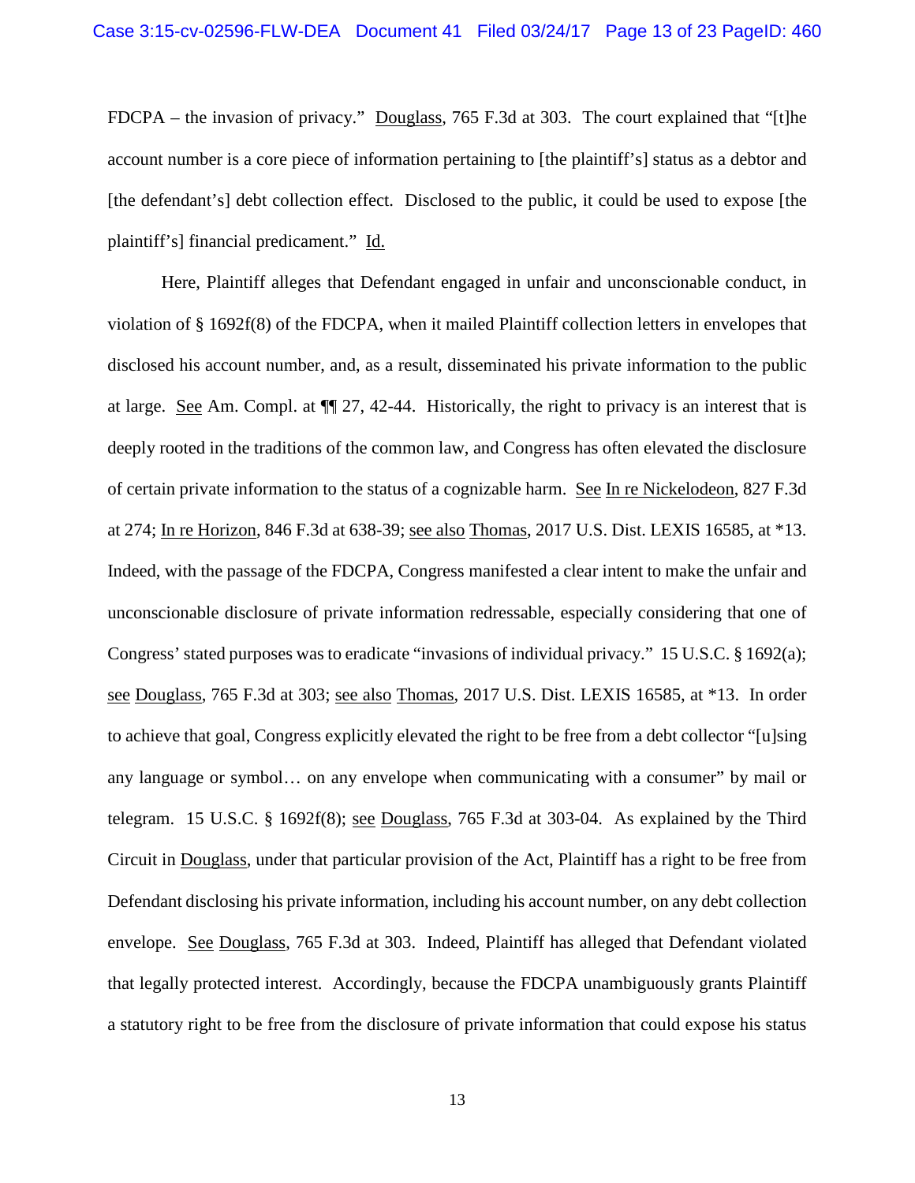FDCPA – the invasion of privacy." Douglass, 765 F.3d at 303. The court explained that "[t]he account number is a core piece of information pertaining to [the plaintiff's] status as a debtor and [the defendant's] debt collection effect. Disclosed to the public, it could be used to expose [the plaintiff's] financial predicament." Id.

Here, Plaintiff alleges that Defendant engaged in unfair and unconscionable conduct, in violation of § 1692f(8) of the FDCPA, when it mailed Plaintiff collection letters in envelopes that disclosed his account number, and, as a result, disseminated his private information to the public at large. See Am. Compl. at ¶¶ 27, 42-44. Historically, the right to privacy is an interest that is deeply rooted in the traditions of the common law, and Congress has often elevated the disclosure of certain private information to the status of a cognizable harm. See In re Nickelodeon, 827 F.3d at 274; In re Horizon, 846 F.3d at 638-39; see also Thomas, 2017 U.S. Dist. LEXIS 16585, at *13. Indeed, with the passage of the FDCPA, Congress manifested a clear intent to make the unfair and unconscionable disclosure of private information redressable, especially considering that one of Congress' stated purposes was to eradicate "invasions of individual privacy." 15 U.S.C. § 1692(a); see Douglass, 765 F.3d at 303; see also Thomas, 2017 U.S. Dist. LEXIS 16585, at *13. In order to achieve that goal, Congress explicitly elevated the right to be free from a debt collector "[u]sing any language or symbol… on any envelope when communicating with a consumer" by mail or telegram. 15 U.S.C. § 1692f(8); see Douglass, 765 F.3d at 303-04. As explained by the Third Circuit in Douglass, under that particular provision of the Act, Plaintiff has a right to be free from Defendant disclosing his private information, including his account number, on any debt collection envelope. See Douglass, 765 F.3d at 303. Indeed, Plaintiff has alleged that Defendant violated that legally protected interest. Accordingly, because the FDCPA unambiguously grants Plaintiff a statutory right to be free from the disclosure of private information that could expose his status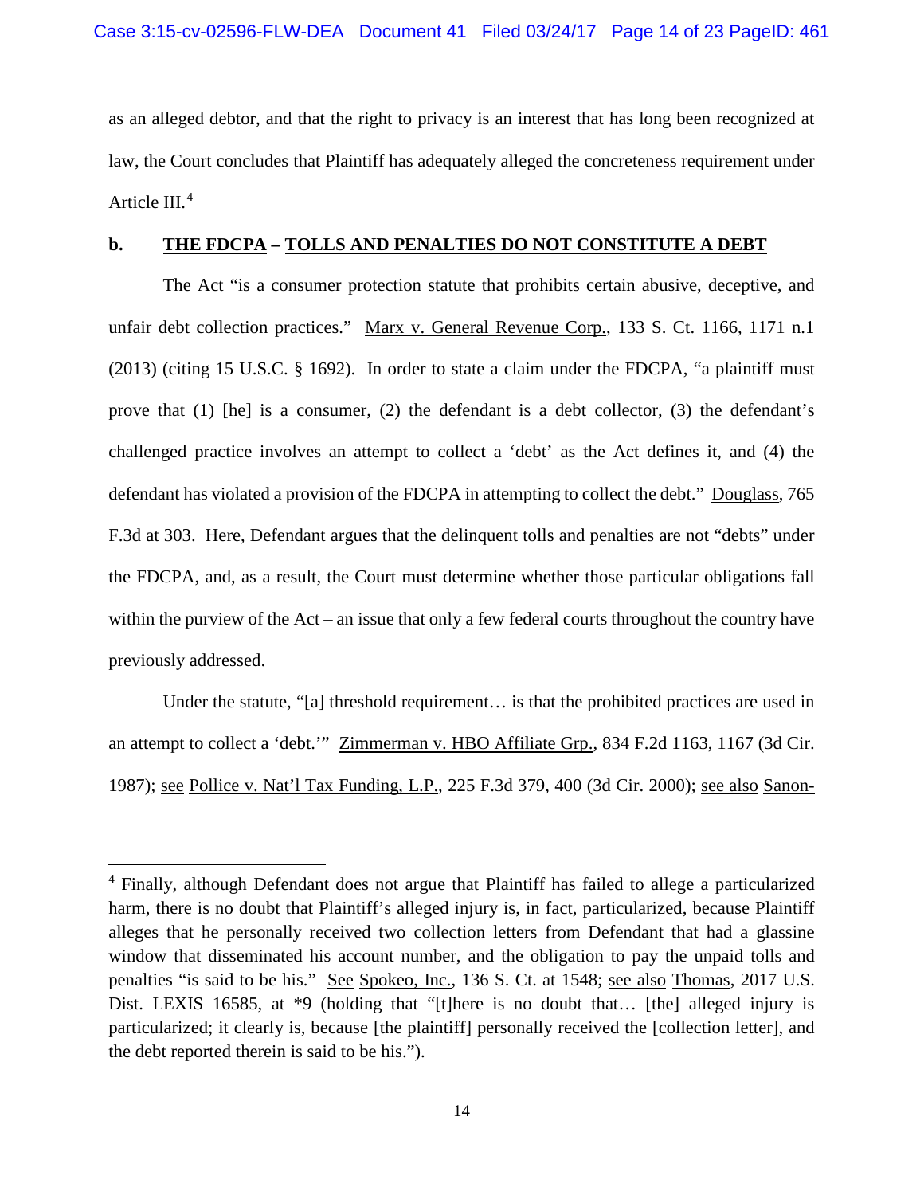as an alleged debtor, and that the right to privacy is an interest that has long been recognized at law, the Court concludes that Plaintiff has adequately alleged the concreteness requirement under Article III.[4]

**b. THE FDCPA – TOLLS AND PENALTIES DO NOT CONSTITUTE A DEBT**

The Act "is a consumer protection statute that prohibits certain abusive, deceptive, and unfair debt collection practices." Marx v. General Revenue Corp., 133 S. Ct. 1166, 1171 n.1 (2013) (citing 15 U.S.C. § 1692). In order to state a claim under the FDCPA, "a plaintiff must prove that (1) [he] is a consumer, (2) the defendant is a debt collector, (3) the defendant's challenged practice involves an attempt to collect a 'debt' as the Act defines it, and (4) the defendant has violated a provision of the FDCPA in attempting to collect the debt." Douglass, 765 F.3d at 303. Here, Defendant argues that the delinquent tolls and penalties are not "debts" under the FDCPA, and, as a result, the Court must determine whether those particular obligations fall within the purview of the Act – an issue that only a few federal courts throughout the country have previously addressed.

Under the statute, "[a] threshold requirement… is that the prohibited practices are used in an attempt to collect a 'debt.'" Zimmerman v. HBO Affiliate Grp., 834 F.2d 1163, 1167 (3d Cir. 1987); see Pollice v. Nat'l Tax Funding, L.P., 225 F.3d 379, 400 (3d Cir. 2000); see also Sanon-

---

[4] Finally, although Defendant does not argue that Plaintiff has failed to allege a particularized harm, there is no doubt that Plaintiff's alleged injury is, in fact, particularized, because Plaintiff alleges that he personally received two collection letters from Defendant that had a glassine window that disseminated his account number, and the obligation to pay the unpaid tolls and penalties "is said to be his." See Spokeo, Inc., 136 S. Ct. at 1548; see also Thomas, 2017 U.S. Dist. LEXIS 16585, at *9 (holding that "[t]here is no doubt that… [the] alleged injury is particularized; it clearly is, because [the plaintiff] personally received the [collection letter], and the debt reported therein is said to be his.").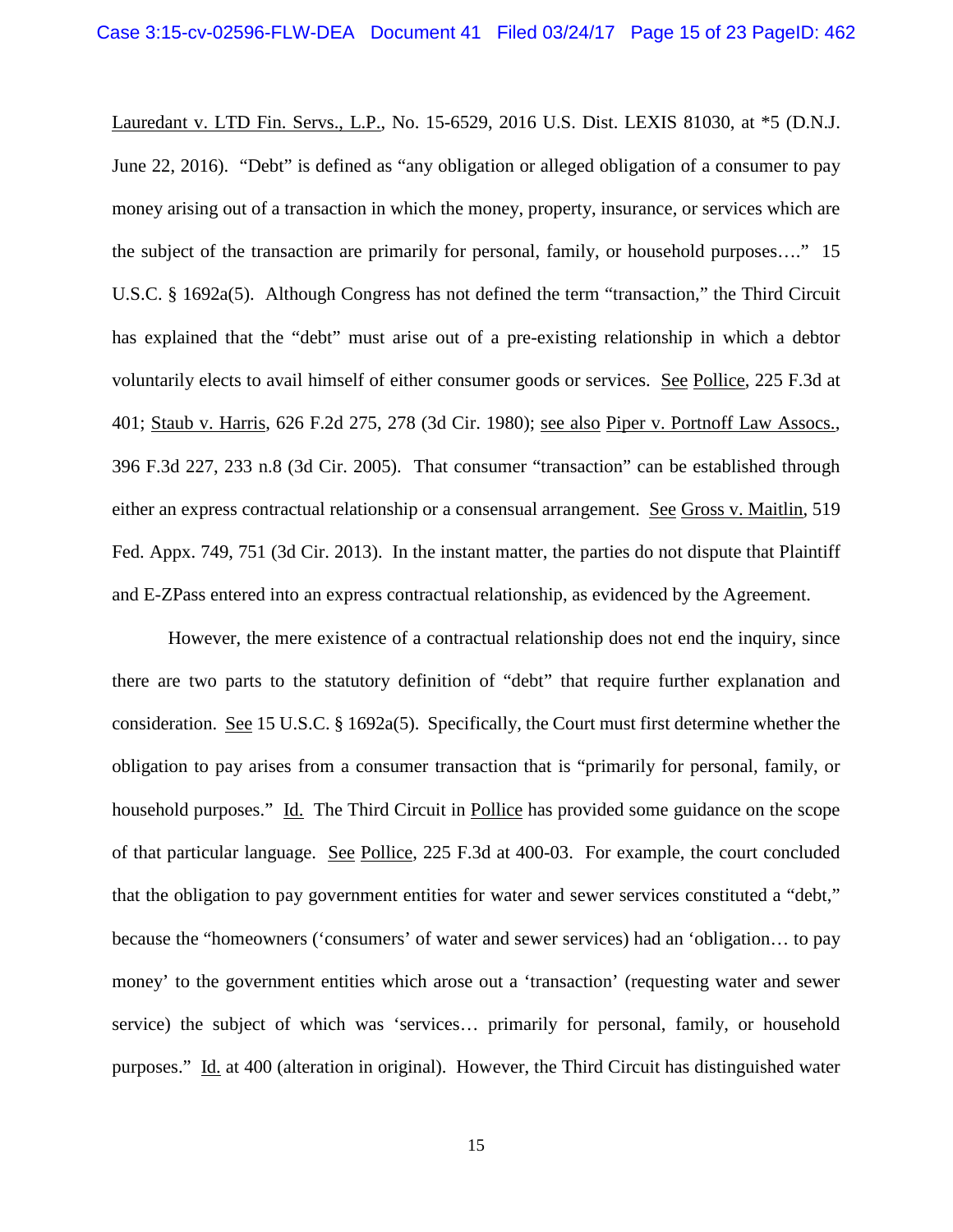Lauredant v. LTD Fin. Servs., L.P., No. 15-6529, 2016 U.S. Dist. LEXIS 81030, at *5 (D.N.J. June 22, 2016). "Debt" is defined as "any obligation or alleged obligation of a consumer to pay money arising out of a transaction in which the money, property, insurance, or services which are the subject of the transaction are primarily for personal, family, or household purposes…." 15 U.S.C. § 1692a(5). Although Congress has not defined the term "transaction," the Third Circuit has explained that the "debt" must arise out of a pre-existing relationship in which a debtor voluntarily elects to avail himself of either consumer goods or services. See Pollice, 225 F.3d at 401; Staub v. Harris, 626 F.2d 275, 278 (3d Cir. 1980); see also Piper v. Portnoff Law Assocs., 396 F.3d 227, 233 n.8 (3d Cir. 2005). That consumer "transaction" can be established through either an express contractual relationship or a consensual arrangement. See Gross v. Maitlin, 519 Fed. Appx. 749, 751 (3d Cir. 2013). In the instant matter, the parties do not dispute that Plaintiff and E-ZPass entered into an express contractual relationship, as evidenced by the Agreement.

However, the mere existence of a contractual relationship does not end the inquiry, since there are two parts to the statutory definition of "debt" that require further explanation and consideration. See 15 U.S.C. § 1692a(5). Specifically, the Court must first determine whether the obligation to pay arises from a consumer transaction that is "primarily for personal, family, or household purposes." Id. The Third Circuit in Pollice has provided some guidance on the scope of that particular language. See Pollice, 225 F.3d at 400-03. For example, the court concluded that the obligation to pay government entities for water and sewer services constituted a "debt," because the "homeowners ('consumers' of water and sewer services) had an 'obligation… to pay money' to the government entities which arose out a 'transaction' (requesting water and sewer service) the subject of which was 'services… primarily for personal, family, or household purposes." Id. at 400 (alteration in original). However, the Third Circuit has distinguished water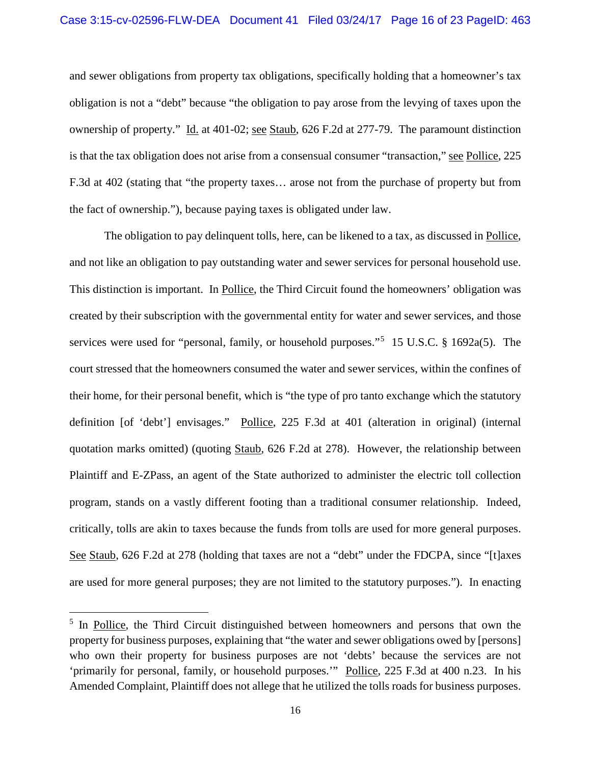and sewer obligations from property tax obligations, specifically holding that a homeowner's tax obligation is not a "debt" because "the obligation to pay arose from the levying of taxes upon the ownership of property." Id. at 401-02; see Staub, 626 F.2d at 277-79. The paramount distinction is that the tax obligation does not arise from a consensual consumer "transaction," see Pollice, 225 F.3d at 402 (stating that "the property taxes… arose not from the purchase of property but from the fact of ownership."), because paying taxes is obligated under law.

The obligation to pay delinquent tolls, here, can be likened to a tax, as discussed in Pollice, and not like an obligation to pay outstanding water and sewer services for personal household use. This distinction is important. In Pollice, the Third Circuit found the homeowners' obligation was created by their subscription with the governmental entity for water and sewer services, and those services were used for "personal, family, or household purposes."[5] 15 U.S.C. § 1692a(5). The court stressed that the homeowners consumed the water and sewer services, within the confines of their home, for their personal benefit, which is "the type of pro tanto exchange which the statutory definition [of 'debt'] envisages." Pollice, 225 F.3d at 401 (alteration in original) (internal quotation marks omitted) (quoting Staub, 626 F.2d at 278). However, the relationship between Plaintiff and E-ZPass, an agent of the State authorized to administer the electric toll collection program, stands on a vastly different footing than a traditional consumer relationship. Indeed, critically, tolls are akin to taxes because the funds from tolls are used for more general purposes. See Staub, 626 F.2d at 278 (holding that taxes are not a "debt" under the FDCPA, since "[t]axes are used for more general purposes; they are not limited to the statutory purposes."). In enacting

---

[5] In Pollice, the Third Circuit distinguished between homeowners and persons that own the property for business purposes, explaining that "the water and sewer obligations owed by [persons] who own their property for business purposes are not 'debts' because the services are not 'primarily for personal, family, or household purposes.'" Pollice, 225 F.3d at 400 n.23. In his Amended Complaint, Plaintiff does not allege that he utilized the tolls roads for business purposes.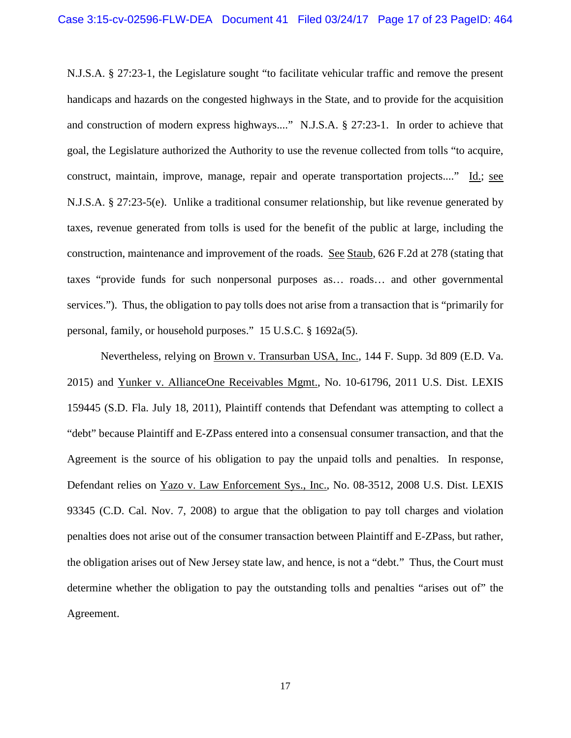N.J.S.A. § 27:23-1, the Legislature sought "to facilitate vehicular traffic and remove the present handicaps and hazards on the congested highways in the State, and to provide for the acquisition and construction of modern express highways...." N.J.S.A. § 27:23-1. In order to achieve that goal, the Legislature authorized the Authority to use the revenue collected from tolls "to acquire, construct, maintain, improve, manage, repair and operate transportation projects...." Id.; see N.J.S.A. § 27:23-5(e). Unlike a traditional consumer relationship, but like revenue generated by taxes, revenue generated from tolls is used for the benefit of the public at large, including the construction, maintenance and improvement of the roads. See Staub, 626 F.2d at 278 (stating that taxes "provide funds for such nonpersonal purposes as… roads… and other governmental services."). Thus, the obligation to pay tolls does not arise from a transaction that is "primarily for personal, family, or household purposes." 15 U.S.C. § 1692a(5).

Nevertheless, relying on Brown v. Transurban USA, Inc., 144 F. Supp. 3d 809 (E.D. Va. 2015) and Yunker v. AllianceOne Receivables Mgmt., No. 10-61796, 2011 U.S. Dist. LEXIS 159445 (S.D. Fla. July 18, 2011), Plaintiff contends that Defendant was attempting to collect a "debt" because Plaintiff and E-ZPass entered into a consensual consumer transaction, and that the Agreement is the source of his obligation to pay the unpaid tolls and penalties. In response, Defendant relies on Yazo v. Law Enforcement Sys., Inc., No. 08-3512, 2008 U.S. Dist. LEXIS 93345 (C.D. Cal. Nov. 7, 2008) to argue that the obligation to pay toll charges and violation penalties does not arise out of the consumer transaction between Plaintiff and E-ZPass, but rather, the obligation arises out of New Jersey state law, and hence, is not a "debt." Thus, the Court must determine whether the obligation to pay the outstanding tolls and penalties "arises out of" the Agreement.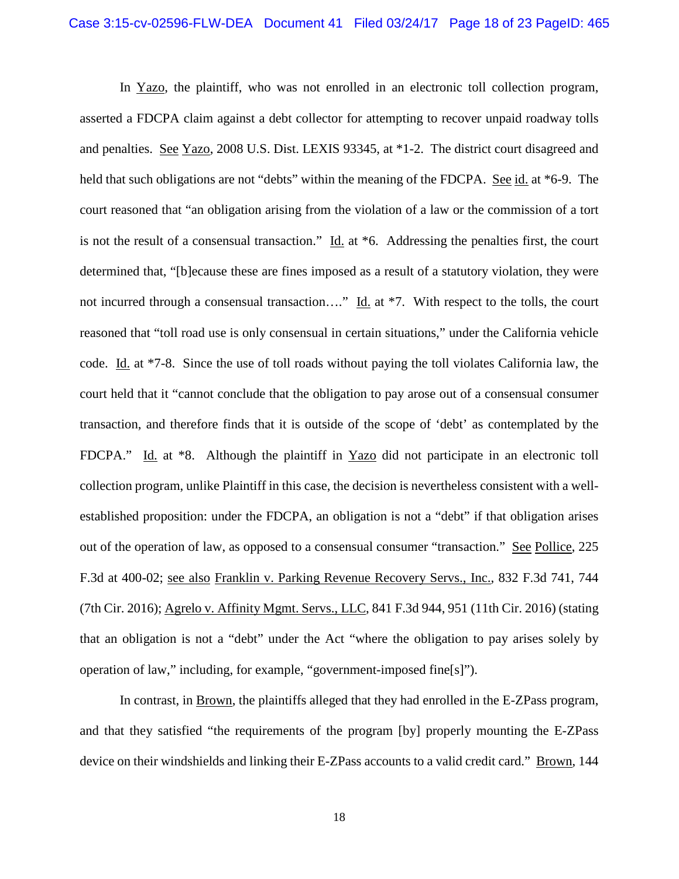In Yazo, the plaintiff, who was not enrolled in an electronic toll collection program, asserted a FDCPA claim against a debt collector for attempting to recover unpaid roadway tolls and penalties. See Yazo, 2008 U.S. Dist. LEXIS 93345, at *1-2. The district court disagreed and held that such obligations are not "debts" within the meaning of the FDCPA. See id. at *6-9. The court reasoned that "an obligation arising from the violation of a law or the commission of a tort is not the result of a consensual transaction." Id. at *6. Addressing the penalties first, the court determined that, "[b]ecause these are fines imposed as a result of a statutory violation, they were not incurred through a consensual transaction…." Id. at *7. With respect to the tolls, the court reasoned that "toll road use is only consensual in certain situations," under the California vehicle code. Id. at *7-8. Since the use of toll roads without paying the toll violates California law, the court held that it "cannot conclude that the obligation to pay arose out of a consensual consumer transaction, and therefore finds that it is outside of the scope of 'debt' as contemplated by the FDCPA." Id. at *8. Although the plaintiff in Yazo did not participate in an electronic toll collection program, unlike Plaintiff in this case, the decision is nevertheless consistent with a well-established proposition: under the FDCPA, an obligation is not a "debt" if that obligation arises out of the operation of law, as opposed to a consensual consumer "transaction." See Pollice, 225 F.3d at 400-02; see also Franklin v. Parking Revenue Recovery Servs., Inc., 832 F.3d 741, 744 (7th Cir. 2016); Agrelo v. Affinity Mgmt. Servs., LLC, 841 F.3d 944, 951 (11th Cir. 2016) (stating that an obligation is not a "debt" under the Act "where the obligation to pay arises solely by operation of law," including, for example, "government-imposed fine[s]").

In contrast, in Brown, the plaintiffs alleged that they had enrolled in the E-ZPass program, and that they satisfied "the requirements of the program [by] properly mounting the E-ZPass device on their windshields and linking their E-ZPass accounts to a valid credit card." Brown, 144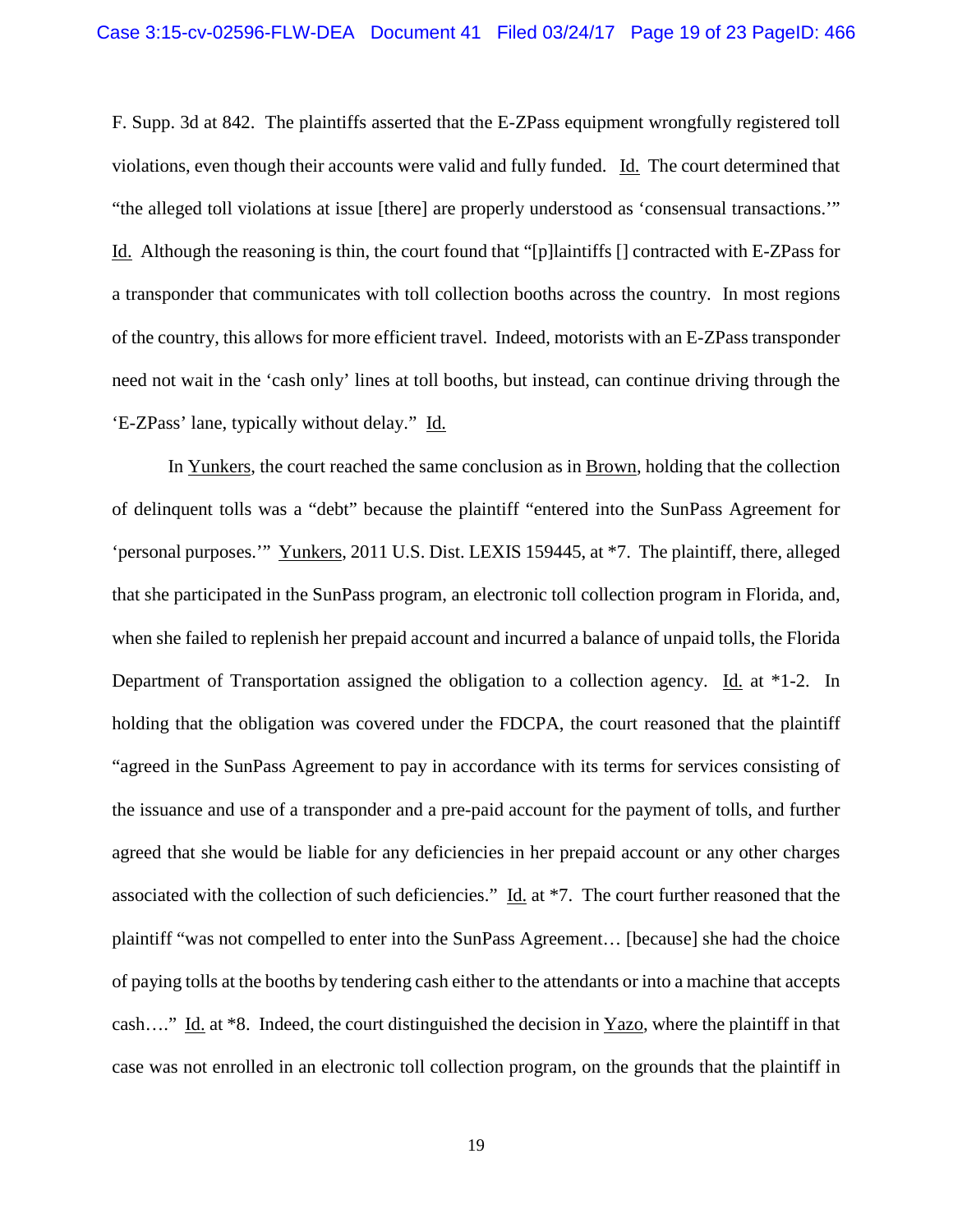F. Supp. 3d at 842. The plaintiffs asserted that the E-ZPass equipment wrongfully registered toll violations, even though their accounts were valid and fully funded. Id. The court determined that "the alleged toll violations at issue [there] are properly understood as 'consensual transactions.'" Id. Although the reasoning is thin, the court found that "[p]laintiffs [] contracted with E-ZPass for a transponder that communicates with toll collection booths across the country. In most regions of the country, this allows for more efficient travel. Indeed, motorists with an E-ZPass transponder need not wait in the 'cash only' lines at toll booths, but instead, can continue driving through the 'E-ZPass' lane, typically without delay." Id.

In Yunkers, the court reached the same conclusion as in Brown, holding that the collection of delinquent tolls was a "debt" because the plaintiff "entered into the SunPass Agreement for 'personal purposes.'" Yunkers, 2011 U.S. Dist. LEXIS 159445, at *7. The plaintiff, there, alleged that she participated in the SunPass program, an electronic toll collection program in Florida, and, when she failed to replenish her prepaid account and incurred a balance of unpaid tolls, the Florida Department of Transportation assigned the obligation to a collection agency. Id. at *1-2. In holding that the obligation was covered under the FDCPA, the court reasoned that the plaintiff "agreed in the SunPass Agreement to pay in accordance with its terms for services consisting of the issuance and use of a transponder and a pre-paid account for the payment of tolls, and further agreed that she would be liable for any deficiencies in her prepaid account or any other charges associated with the collection of such deficiencies." Id. at *7. The court further reasoned that the plaintiff "was not compelled to enter into the SunPass Agreement… [because] she had the choice of paying tolls at the booths by tendering cash either to the attendants or into a machine that accepts cash…." Id. at *8. Indeed, the court distinguished the decision in Yazo, where the plaintiff in that case was not enrolled in an electronic toll collection program, on the grounds that the plaintiff in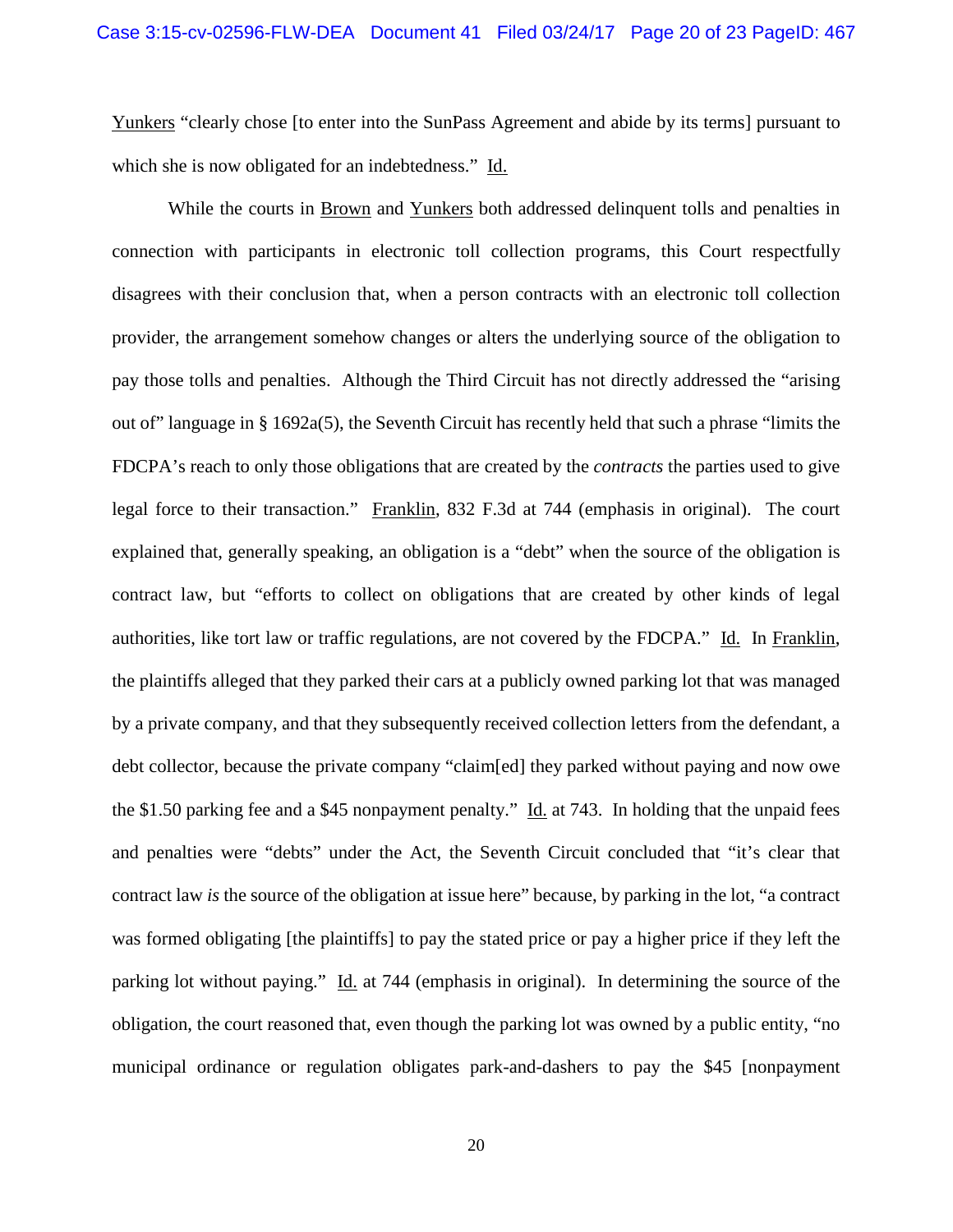Yunkers "clearly chose [to enter into the SunPass Agreement and abide by its terms] pursuant to which she is now obligated for an indebtedness." Id.

While the courts in Brown and Yunkers both addressed delinquent tolls and penalties in connection with participants in electronic toll collection programs, this Court respectfully disagrees with their conclusion that, when a person contracts with an electronic toll collection provider, the arrangement somehow changes or alters the underlying source of the obligation to pay those tolls and penalties. Although the Third Circuit has not directly addressed the "arising out of" language in § 1692a(5), the Seventh Circuit has recently held that such a phrase "limits the FDCPA's reach to only those obligations that are created by the *contracts* the parties used to give legal force to their transaction." Franklin, 832 F.3d at 744 (emphasis in original). The court explained that, generally speaking, an obligation is a "debt" when the source of the obligation is contract law, but "efforts to collect on obligations that are created by other kinds of legal authorities, like tort law or traffic regulations, are not covered by the FDCPA." Id. In Franklin, the plaintiffs alleged that they parked their cars at a publicly owned parking lot that was managed by a private company, and that they subsequently received collection letters from the defendant, a debt collector, because the private company "claim[ed] they parked without paying and now owe the $1.50 parking fee and a $45 nonpayment penalty." Id. at 743. In holding that the unpaid fees and penalties were "debts" under the Act, the Seventh Circuit concluded that "it's clear that contract law *is* the source of the obligation at issue here" because, by parking in the lot, "a contract was formed obligating [the plaintiffs] to pay the stated price or pay a higher price if they left the parking lot without paying." Id. at 744 (emphasis in original). In determining the source of the obligation, the court reasoned that, even though the parking lot was owned by a public entity, "no municipal ordinance or regulation obligates park-and-dashers to pay the $45 [nonpayment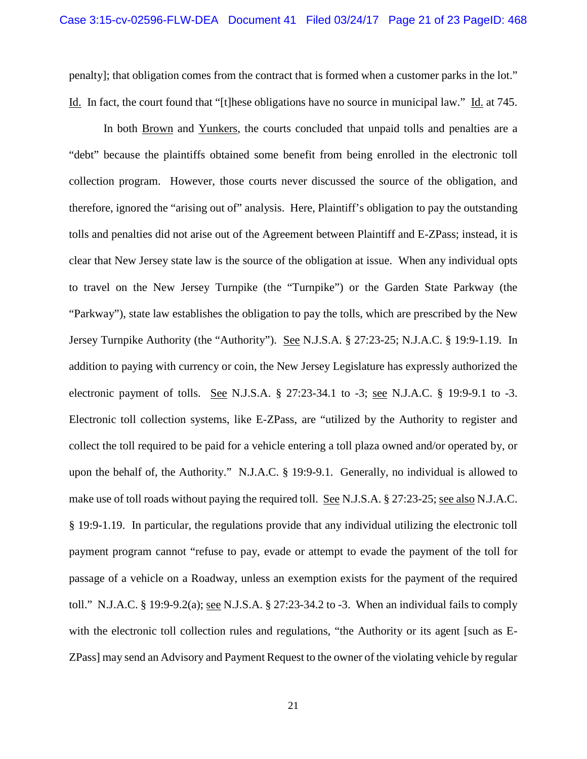penalty]; that obligation comes from the contract that is formed when a customer parks in the lot." Id. In fact, the court found that "[t]hese obligations have no source in municipal law." Id. at 745.

In both Brown and Yunkers, the courts concluded that unpaid tolls and penalties are a "debt" because the plaintiffs obtained some benefit from being enrolled in the electronic toll collection program. However, those courts never discussed the source of the obligation, and therefore, ignored the "arising out of" analysis. Here, Plaintiff's obligation to pay the outstanding tolls and penalties did not arise out of the Agreement between Plaintiff and E-ZPass; instead, it is clear that New Jersey state law is the source of the obligation at issue. When any individual opts to travel on the New Jersey Turnpike (the "Turnpike") or the Garden State Parkway (the "Parkway"), state law establishes the obligation to pay the tolls, which are prescribed by the New Jersey Turnpike Authority (the "Authority"). See N.J.S.A. § 27:23-25; N.J.A.C. § 19:9-1.19. In addition to paying with currency or coin, the New Jersey Legislature has expressly authorized the electronic payment of tolls. See N.J.S.A. § 27:23-34.1 to -3; see N.J.A.C. § 19:9-9.1 to -3. Electronic toll collection systems, like E-ZPass, are "utilized by the Authority to register and collect the toll required to be paid for a vehicle entering a toll plaza owned and/or operated by, or upon the behalf of, the Authority." N.J.A.C. § 19:9-9.1. Generally, no individual is allowed to make use of toll roads without paying the required toll. See N.J.S.A. § 27:23-25; see also N.J.A.C. § 19:9-1.19. In particular, the regulations provide that any individual utilizing the electronic toll payment program cannot "refuse to pay, evade or attempt to evade the payment of the toll for passage of a vehicle on a Roadway, unless an exemption exists for the payment of the required toll." N.J.A.C. § 19:9-9.2(a); see N.J.S.A. § 27:23-34.2 to -3. When an individual fails to comply with the electronic toll collection rules and regulations, "the Authority or its agent [such as E-ZPass] may send an Advisory and Payment Request to the owner of the violating vehicle by regular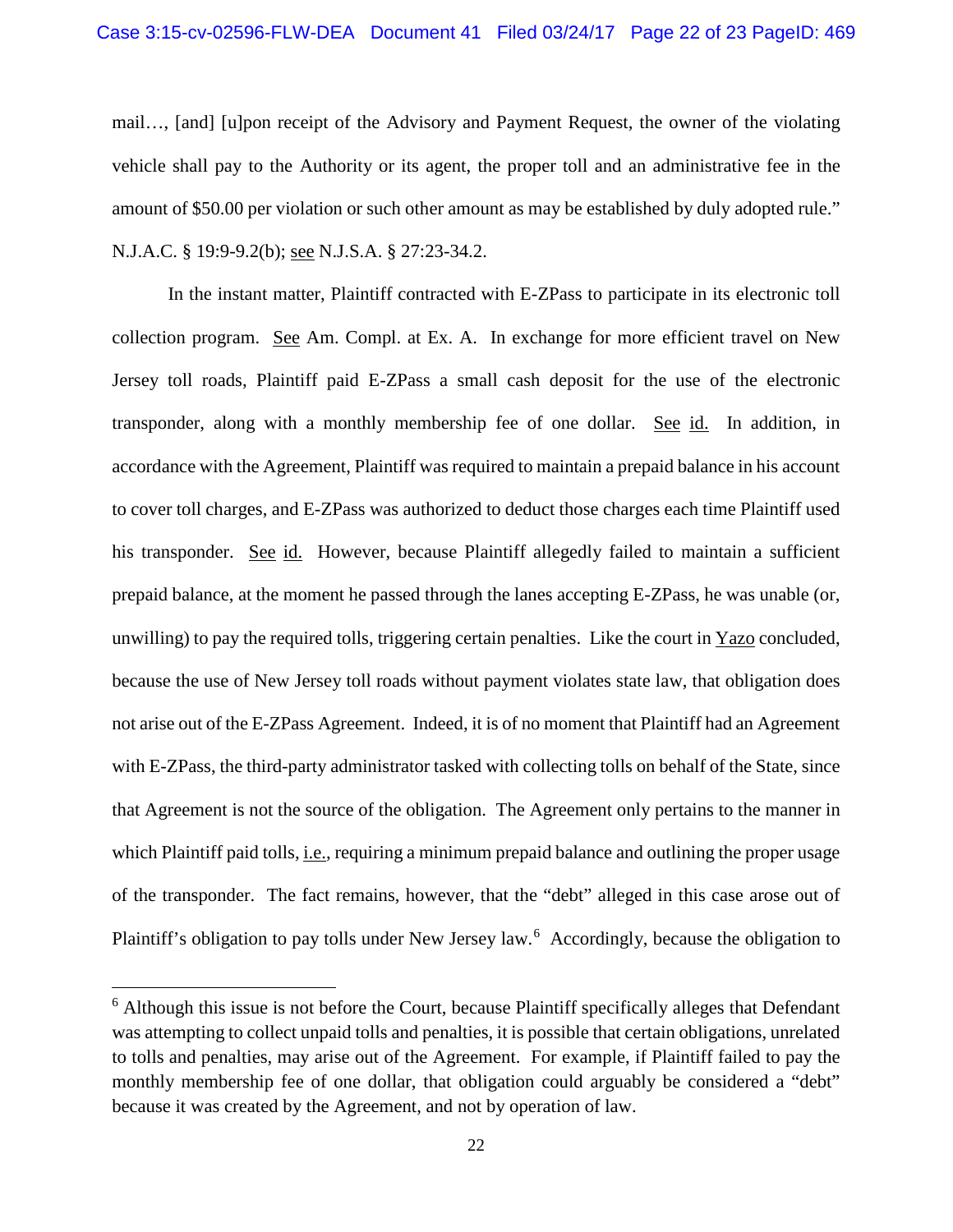mail…, [and] [u]pon receipt of the Advisory and Payment Request, the owner of the violating vehicle shall pay to the Authority or its agent, the proper toll and an administrative fee in the amount of $50.00 per violation or such other amount as may be established by duly adopted rule." N.J.A.C. § 19:9-9.2(b); see N.J.S.A. § 27:23-34.2.

In the instant matter, Plaintiff contracted with E-ZPass to participate in its electronic toll collection program. See Am. Compl. at Ex. A. In exchange for more efficient travel on New Jersey toll roads, Plaintiff paid E-ZPass a small cash deposit for the use of the electronic transponder, along with a monthly membership fee of one dollar. See id. In addition, in accordance with the Agreement, Plaintiff was required to maintain a prepaid balance in his account to cover toll charges, and E-ZPass was authorized to deduct those charges each time Plaintiff used his transponder. See id. However, because Plaintiff allegedly failed to maintain a sufficient prepaid balance, at the moment he passed through the lanes accepting E-ZPass, he was unable (or, unwilling) to pay the required tolls, triggering certain penalties. Like the court in Yazo concluded, because the use of New Jersey toll roads without payment violates state law, that obligation does not arise out of the E-ZPass Agreement. Indeed, it is of no moment that Plaintiff had an Agreement with E-ZPass, the third-party administrator tasked with collecting tolls on behalf of the State, since that Agreement is not the source of the obligation. The Agreement only pertains to the manner in which Plaintiff paid tolls, i.e., requiring a minimum prepaid balance and outlining the proper usage of the transponder. The fact remains, however, that the "debt" alleged in this case arose out of Plaintiff's obligation to pay tolls under New Jersey law.[6] Accordingly, because the obligation to

[6] Although this issue is not before the Court, because Plaintiff specifically alleges that Defendant was attempting to collect unpaid tolls and penalties, it is possible that certain obligations, unrelated to tolls and penalties, may arise out of the Agreement. For example, if Plaintiff failed to pay the monthly membership fee of one dollar, that obligation could arguably be considered a "debt" because it was created by the Agreement, and not by operation of law.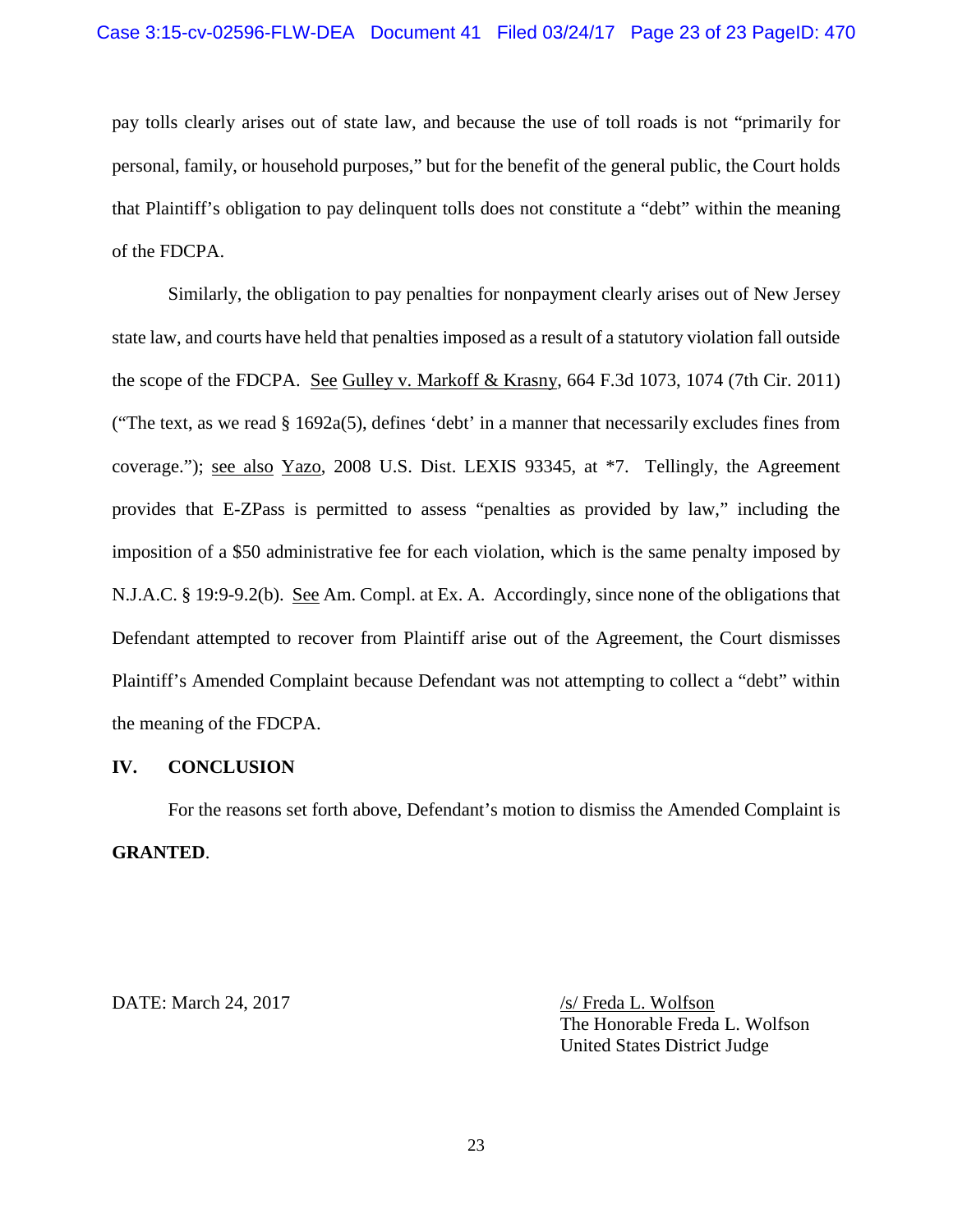pay tolls clearly arises out of state law, and because the use of toll roads is not "primarily for personal, family, or household purposes," but for the benefit of the general public, the Court holds that Plaintiff's obligation to pay delinquent tolls does not constitute a "debt" within the meaning of the FDCPA.

Similarly, the obligation to pay penalties for nonpayment clearly arises out of New Jersey state law, and courts have held that penalties imposed as a result of a statutory violation fall outside the scope of the FDCPA. See Gulley v. Markoff & Krasny, 664 F.3d 1073, 1074 (7th Cir. 2011) ("The text, as we read § 1692a(5), defines 'debt' in a manner that necessarily excludes fines from coverage."); see also Yazo, 2008 U.S. Dist. LEXIS 93345, at *7. Tellingly, the Agreement provides that E-ZPass is permitted to assess "penalties as provided by law," including the imposition of a $50 administrative fee for each violation, which is the same penalty imposed by N.J.A.C. § 19:9-9.2(b). See Am. Compl. at Ex. A. Accordingly, since none of the obligations that Defendant attempted to recover from Plaintiff arise out of the Agreement, the Court dismisses Plaintiff's Amended Complaint because Defendant was not attempting to collect a "debt" within the meaning of the FDCPA.

## IV. CONCLUSION

For the reasons set forth above, Defendant's motion to dismiss the Amended Complaint is **GRANTED**.

DATE: March 24, 2017

/s/ Freda L. Wolfson
The Honorable Freda L. Wolfson
United States District Judge